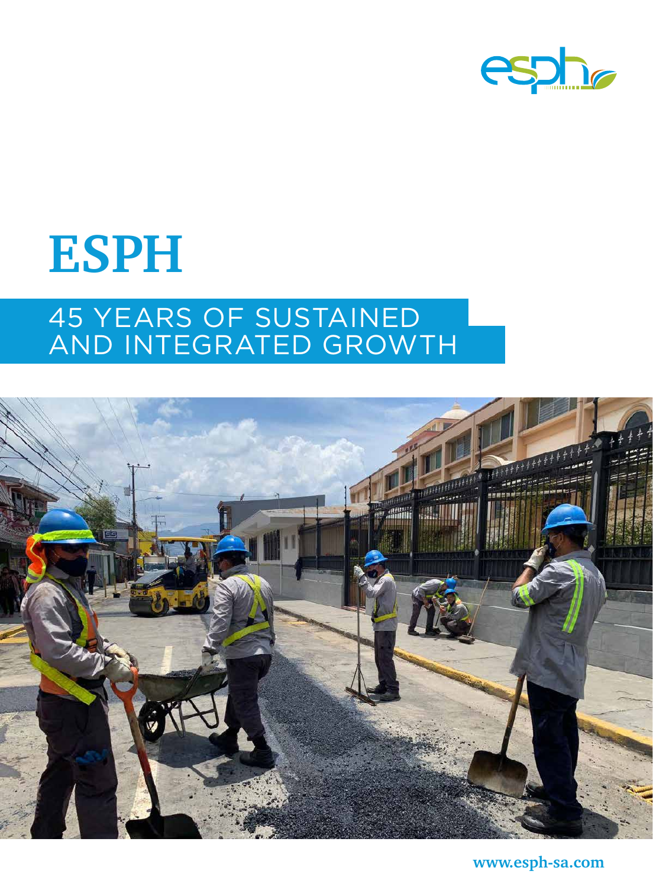# ESPH

## 45 YEARS OF SUSTAINED AND INTEGRATED GROWTH

www.esph-sa.com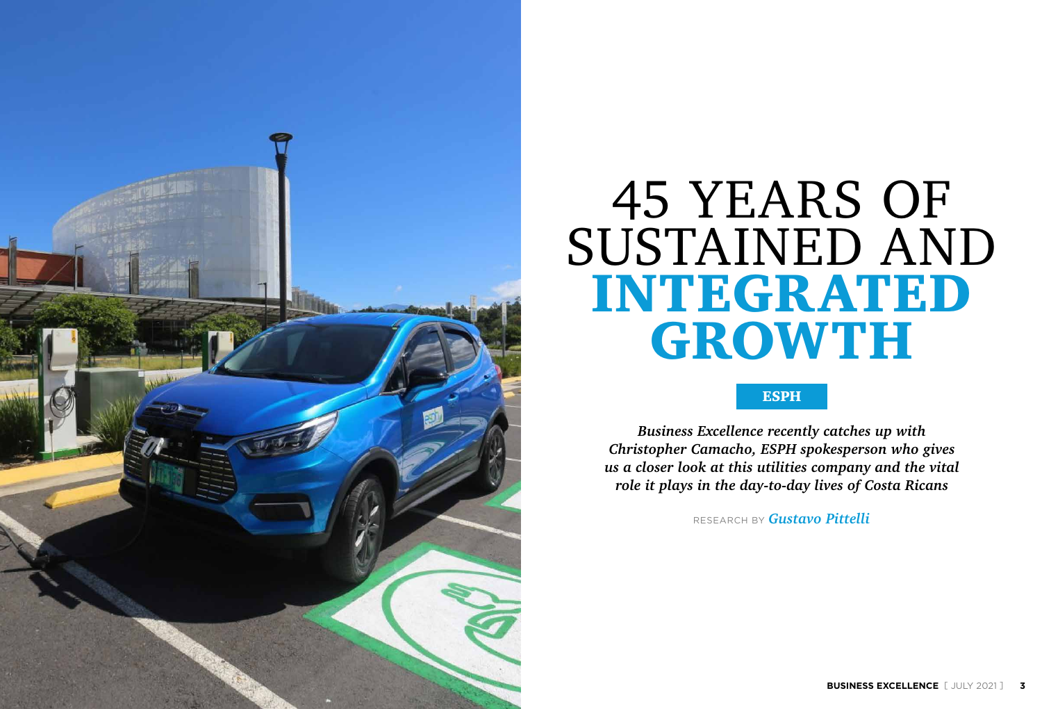# 45 YEARS OF SUSTAINED AND **INTEGRATED GROWTH**

**ESPH**

***Business Excellence recently catches up with Christopher Camacho, ESPH spokesperson who gives us a closer look at this utilities company and the vital role it plays in the day-to-day lives of Costa Ricans***

RESEARCH BY ***Gustavo Pittelli***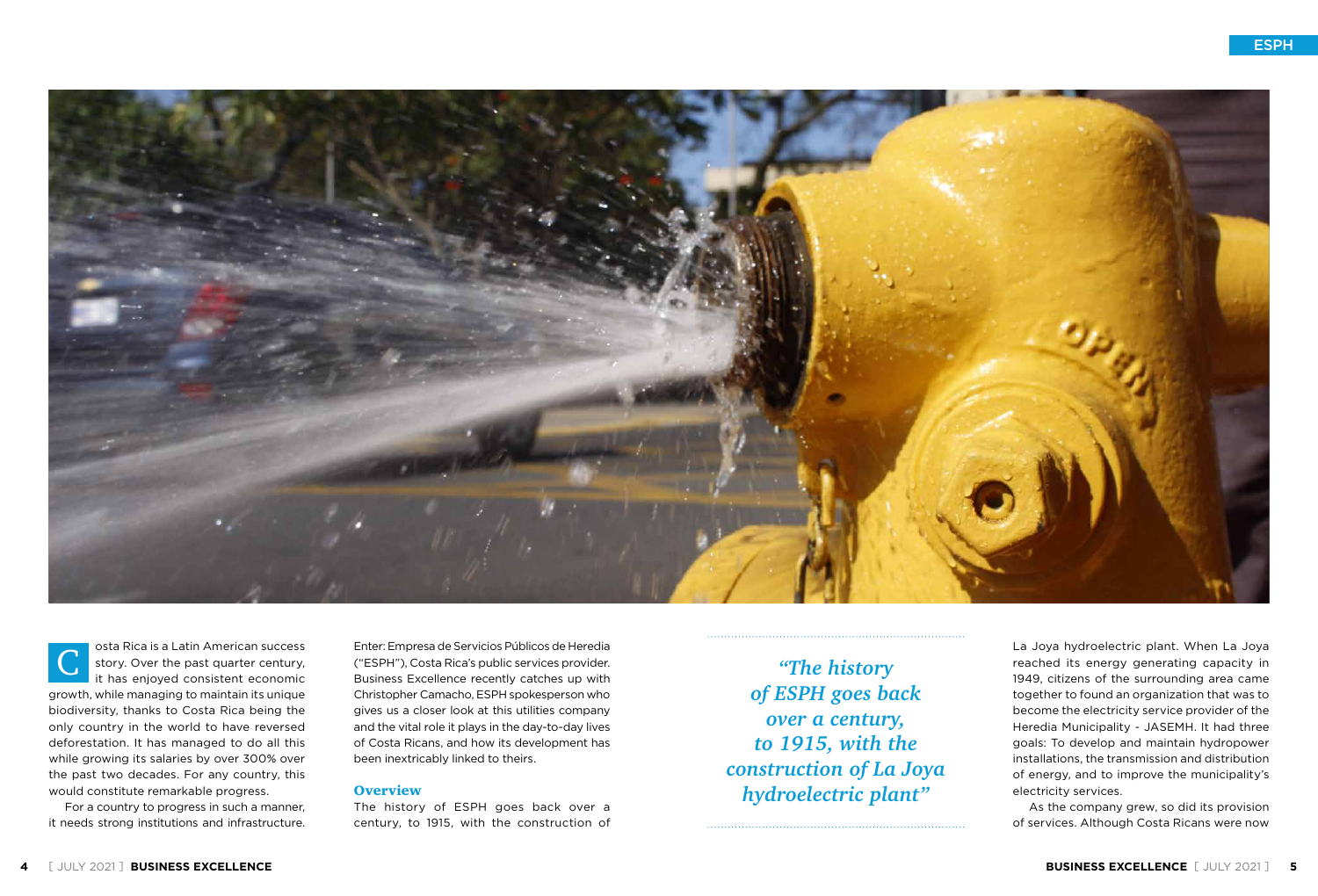Costa Rica is a Latin American success story. Over the past quarter century, it has enjoyed consistent economic growth, while managing to maintain its unique biodiversity, thanks to Costa Rica being the only country in the world to have reversed deforestation. It has managed to do all this while growing its salaries by over 300% over the past two decades. For any country, this would constitute remarkable progress.

For a country to progress in such a manner, it needs strong institutions and infrastructure. Enter: Empresa de Servicios Públicos de Heredia ("ESPH"), Costa Rica's public services provider. Business Excellence recently catches up with Christopher Camacho, ESPH spokesperson who gives us a closer look at this utilities company and the vital role it plays in the day-to-day lives of Costa Ricans, and how its development has been inextricably linked to theirs.

## Overview

The history of ESPH goes back over a century, to 1915, with the construction of La Joya hydroelectric plant. When La Joya reached its energy generating capacity in 1949, citizens of the surrounding area came together to found an organization that was to become the electricity service provider of the Heredia Municipality - JASEMH. It had three goals: To develop and maintain hydropower installations, the transmission and distribution of energy, and to improve the municipality's electricity services.

*"The history of ESPH goes back over a century, to 1915, with the construction of La Joya hydroelectric plant"*

As the company grew, so did its provision of services. Although Costa Ricans were now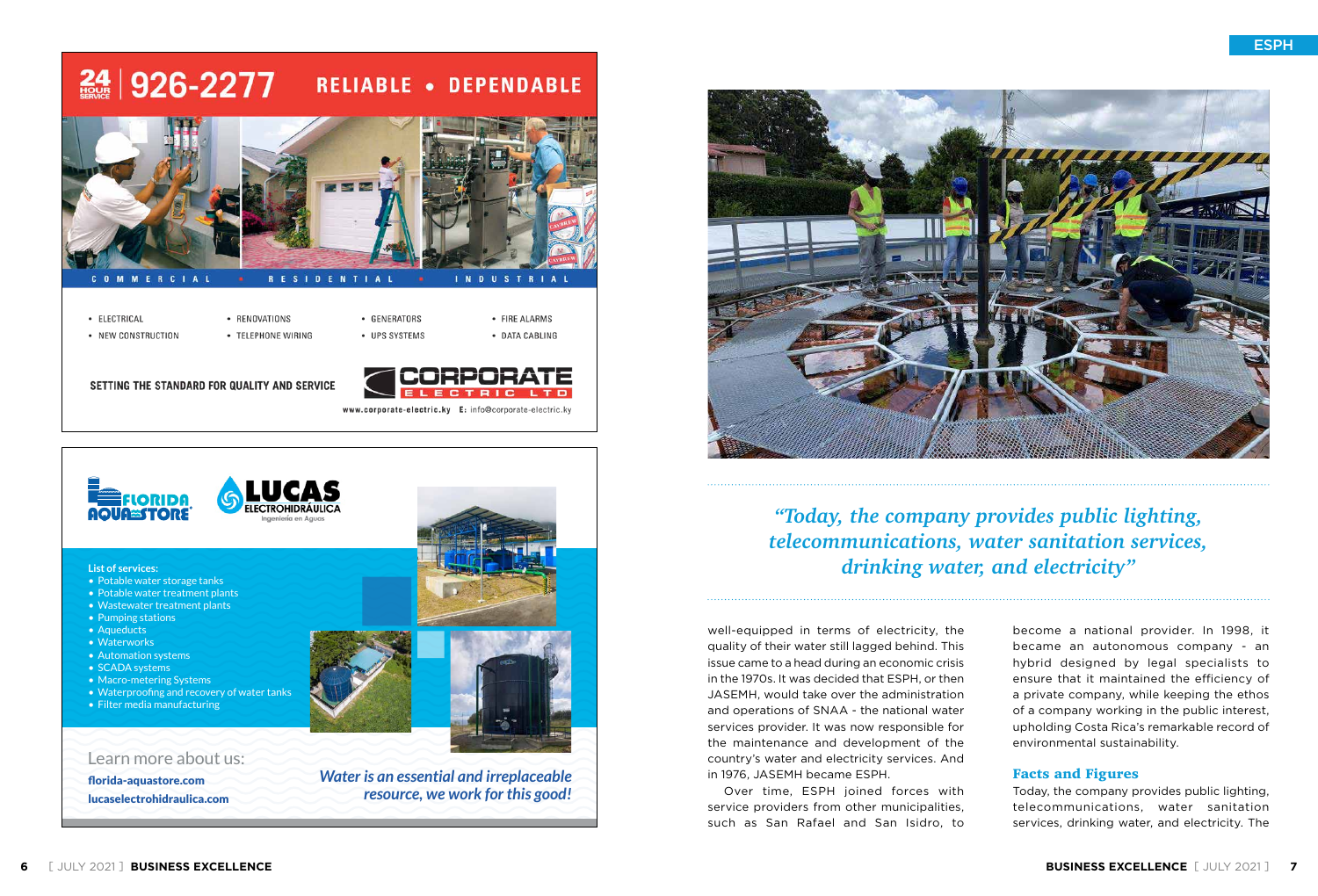24 HOUR SERVICE | 926-2277 RELIABLE • DEPENDABLE

COMMERCIAL • RESIDENTIAL • INDUSTRIAL

- ELECTRICAL
- NEW CONSTRUCTION
- RENOVATIONS
- TELEPHONE WIRING
- GENERATORS
- UPS SYSTEMS
- FIRE ALARMS
- DATA CABLING

SETTING THE STANDARD FOR QUALITY AND SERVICE

CORPORATE ELECTRIC LTD

www.corporate-electric.ky E: info@corporate-electric.ky

FLORIDA AQUASTORE

LUCAS ELECTROHIDRÁULICA Ingeniería en Aguas

List of services:

- Potable water storage tanks
- Potable water treatment plants
- Wastewater treatment plants
- Pumping stations
- Aqueducts
- Waterworks
- Automation systems
- SCADA systems
- Macro-metering Systems
- Waterproofing and recovery of water tanks
- Filter media manufacturing

Learn more about us:

**florida-aquastore.com**

**lucaselectrohidraulica.com**

*Water is an essential and irreplaceable resource, we work for this good!*

---

*"Today, the company provides public lighting, telecommunications, water sanitation services, drinking water, and electricity"*

well-equipped in terms of electricity, the quality of their water still lagged behind. This issue came to a head during an economic crisis in the 1970s. It was decided that ESPH, or then JASEMH, would take over the administration and operations of SNAA - the national water services provider. It was now responsible for the maintenance and development of the country's water and electricity services. And in 1976, JASEMH became ESPH.

Over time, ESPH joined forces with service providers from other municipalities, such as San Rafael and San Isidro, to become a national provider. In 1998, it became an autonomous company - an hybrid designed by legal specialists to ensure that it maintained the efficiency of a private company, while keeping the ethos of a company working in the public interest, upholding Costa Rica's remarkable record of environmental sustainability.

### Facts and Figures

Today, the company provides public lighting, telecommunications, water sanitation services, drinking water, and electricity. The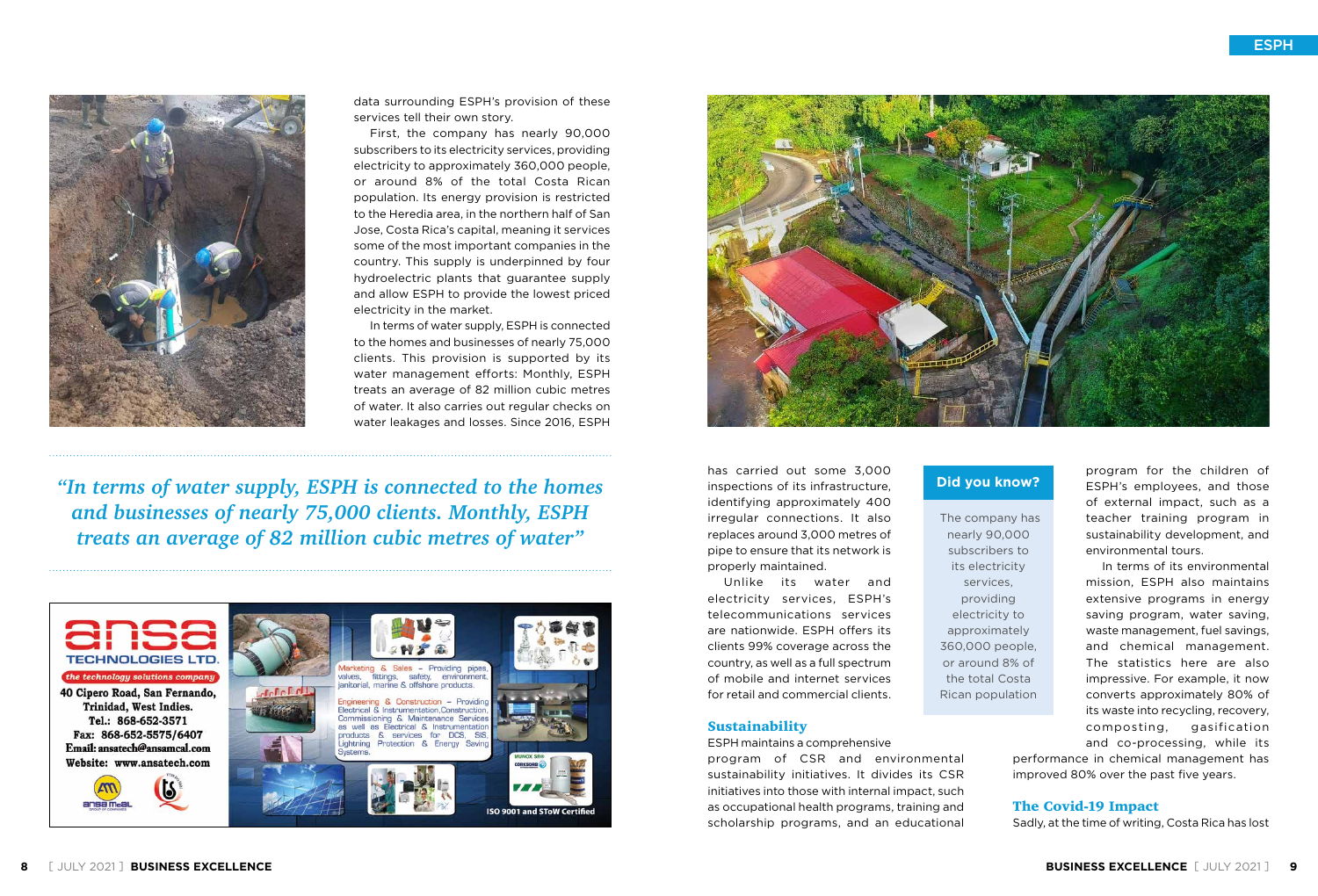data surrounding ESPH's provision of these services tell their own story.

First, the company has nearly 90,000 subscribers to its electricity services, providing electricity to approximately 360,000 people, or around 8% of the total Costa Rican population. Its energy provision is restricted to the Heredia area, in the northern half of San Jose, Costa Rica's capital, meaning it services some of the most important companies in the country. This supply is underpinned by four hydroelectric plants that guarantee supply and allow ESPH to provide the lowest priced electricity in the market.

In terms of water supply, ESPH is connected to the homes and businesses of nearly 75,000 clients. This provision is supported by its water management efforts: Monthly, ESPH treats an average of 82 million cubic metres of water. It also carries out regular checks on water leakages and losses. Since 2016, ESPH has carried out some 3,000 inspections of its infrastructure, identifying approximately 400 irregular connections. It also replaces around 3,000 metres of pipe to ensure that its network is properly maintained.

*"In terms of water supply, ESPH is connected to the homes and businesses of nearly 75,000 clients. Monthly, ESPH treats an average of 82 million cubic metres of water"*

Unlike its water and electricity services, ESPH's telecommunications services are nationwide. ESPH offers its clients 99% coverage across the country, as well as a full spectrum of mobile and internet services for retail and commercial clients.

**Did you know?**

The company has nearly 90,000 subscribers to its electricity services, providing electricity to approximately 360,000 people, or around 8% of the total Costa Rican population

## Sustainability

ESPH maintains a comprehensive program of CSR and environmental sustainability initiatives. It divides its CSR initiatives into those with internal impact, such as occupational health programs, training and scholarship programs, and an educational program for the children of ESPH's employees, and those of external impact, such as a teacher training program in sustainability development, and environmental tours.

In terms of its environmental mission, ESPH also maintains extensive programs in energy saving program, water saving, waste management, fuel savings, and chemical management. The statistics here are also impressive. For example, it now converts approximately 80% of its waste into recycling, recovery, composting, gasification and co-processing, while its performance in chemical management has improved 80% over the past five years.

## The Covid-19 Impact

Sadly, at the time of writing, Costa Rica has lost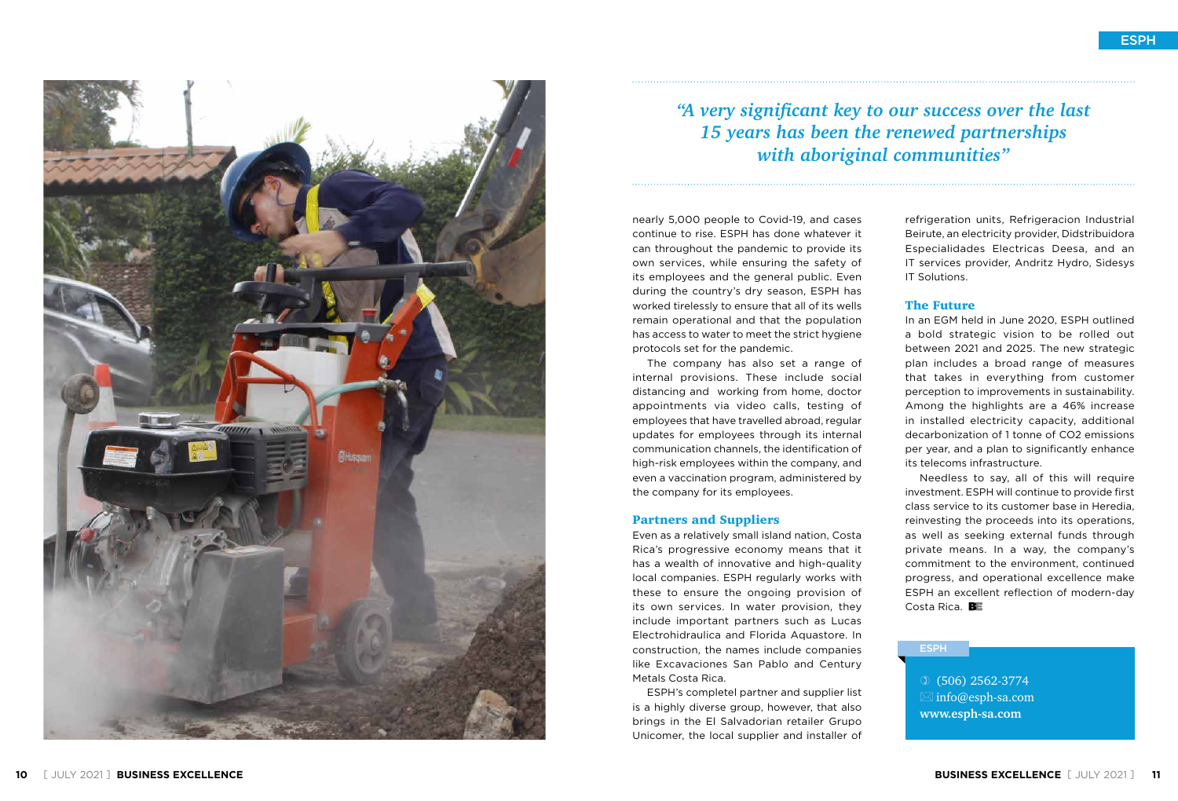*"A very significant key to our success over the last 15 years has been the renewed partnerships with aboriginal communities"*

nearly 5,000 people to Covid-19, and cases continue to rise. ESPH has done whatever it can throughout the pandemic to provide its own services, while ensuring the safety of its employees and the general public. Even during the country's dry season, ESPH has worked tirelessly to ensure that all of its wells remain operational and that the population has access to water to meet the strict hygiene protocols set for the pandemic.

The company has also set a range of internal provisions. These include social distancing and working from home, doctor appointments via video calls, testing of employees that have travelled abroad, regular updates for employees through its internal communication channels, the identification of high-risk employees within the company, and even a vaccination program, administered by the company for its employees.

### Partners and Suppliers

Even as a relatively small island nation, Costa Rica's progressive economy means that it has a wealth of innovative and high-quality local companies. ESPH regularly works with these to ensure the ongoing provision of its own services. In water provision, they include important partners such as Lucas Electrohidraulica and Florida Aquastore. In construction, the names include companies like Excavaciones San Pablo and Century Metals Costa Rica.

ESPH's completel partner and supplier list is a highly diverse group, however, that also brings in the El Salvadorian retailer Grupo Unicomer, the local supplier and installer of refrigeration units, Refrigeracion Industrial Beirute, an electricity provider, Didstribuidora Especialidades Electricas Deesa, and an IT services provider, Andritz Hydro, Sidesys IT Solutions.

### The Future

In an EGM held in June 2020, ESPH outlined a bold strategic vision to be rolled out between 2021 and 2025. The new strategic plan includes a broad range of measures that takes in everything from customer perception to improvements in sustainability. Among the highlights are a 46% increase in installed electricity capacity, additional decarbonization of 1 tonne of CO2 emissions per year, and a plan to significantly enhance its telecoms infrastructure.

Needless to say, all of this will require investment. ESPH will continue to provide first class service to its customer base in Heredia, reinvesting the proceeds into its operations, as well as seeking external funds through private means. In a way, the company's commitment to the environment, continued progress, and operational excellence make ESPH an excellent reflection of modern-day Costa Rica.

**ESPH**

(506) 2562-3774
info@esph-sa.com
**www.esph-sa.com**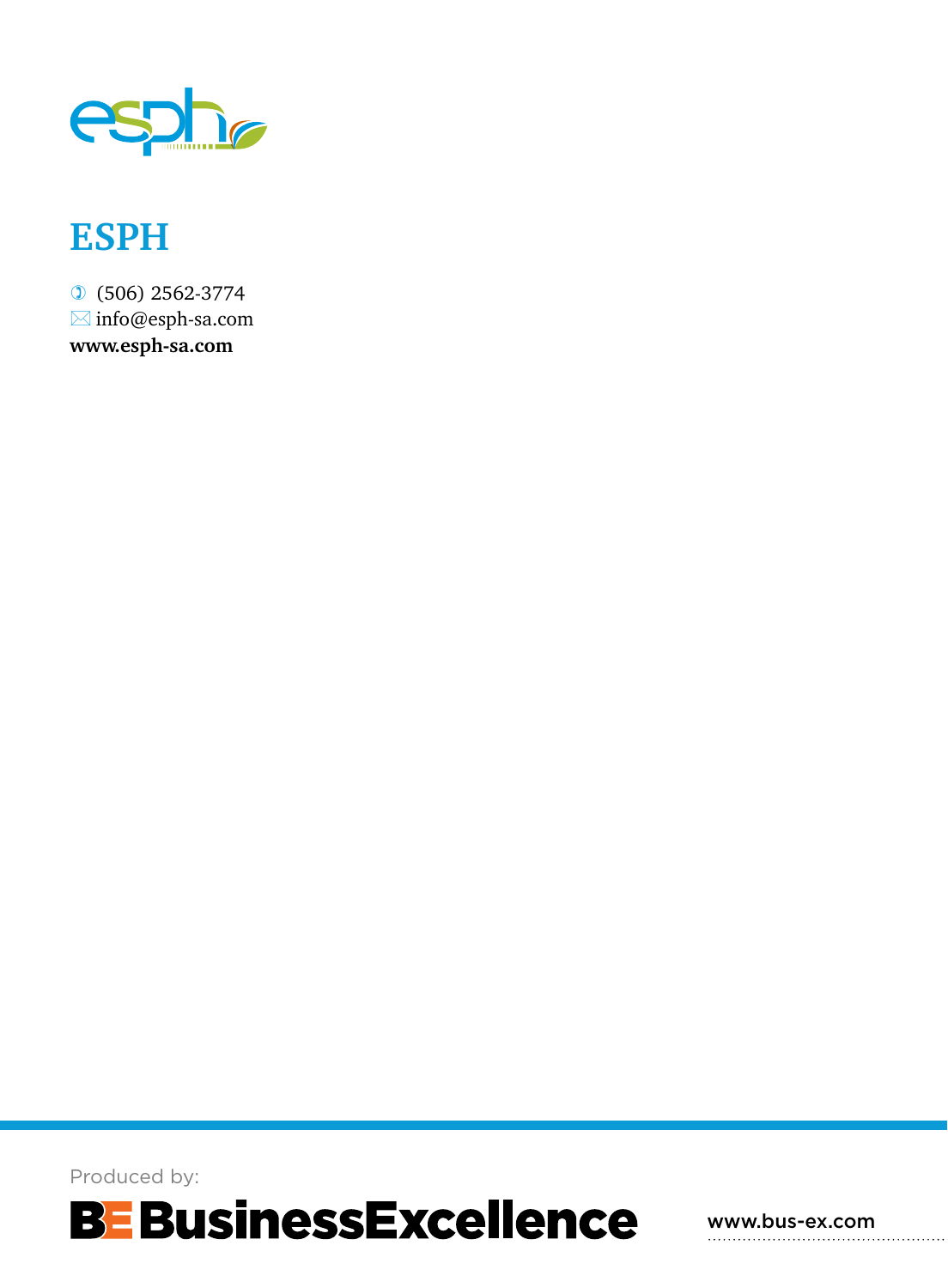# ESPH

(506) 2562-3774

info@esph-sa.com

**www.esph-sa.com**

Produced by:

**BusinessExcellence**

www.bus-ex.com